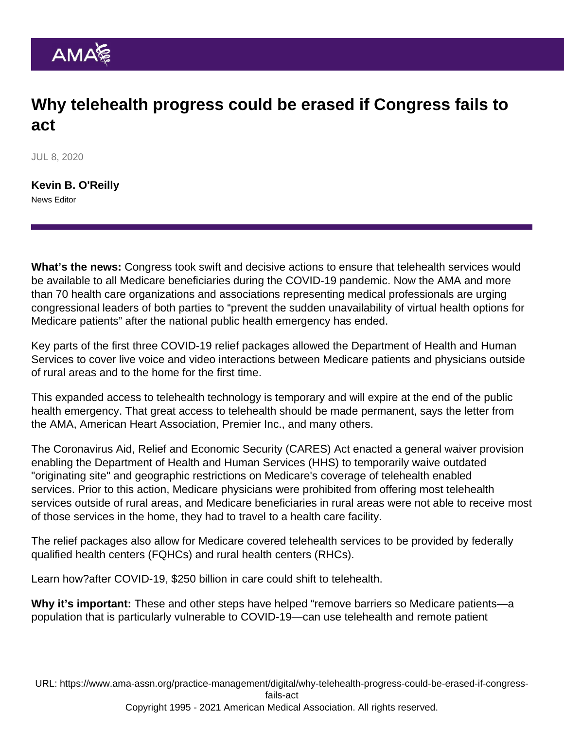# Why telehealth progress could be erased if Congress fails to act

JUL 8, 2020

**Kevin B. O'Reilly**
News Editor

**What's the news:** Congress took swift and decisive actions to ensure that telehealth services would be available to all Medicare beneficiaries during the COVID-19 pandemic. Now the AMA and more than 70 health care organizations and associations representing medical professionals are urging congressional leaders of both parties to "prevent the sudden unavailability of virtual health options for Medicare patients" after the national public health emergency has ended.

Key parts of the first three COVID-19 relief packages allowed the Department of Health and Human Services to cover live voice and video interactions between Medicare patients and physicians outside of rural areas and to the home for the first time.

This expanded access to telehealth technology is temporary and will expire at the end of the public health emergency. That great access to telehealth should be made permanent, says the letter from the AMA, American Heart Association, Premier Inc., and many others.

The Coronavirus Aid, Relief and Economic Security (CARES) Act enacted a general waiver provision enabling the Department of Health and Human Services (HHS) to temporarily waive outdated "originating site" and geographic restrictions on Medicare's coverage of telehealth enabled services. Prior to this action, Medicare physicians were prohibited from offering most telehealth services outside of rural areas, and Medicare beneficiaries in rural areas were not able to receive most of those services in the home, they had to travel to a health care facility.

The relief packages also allow for Medicare covered telehealth services to be provided by federally qualified health centers (FQHCs) and rural health centers (RHCs).

Learn how?after COVID-19, $250 billion in care could shift to telehealth.

**Why it's important:** These and other steps have helped "remove barriers so Medicare patients—a population that is particularly vulnerable to COVID-19—can use telehealth and remote patient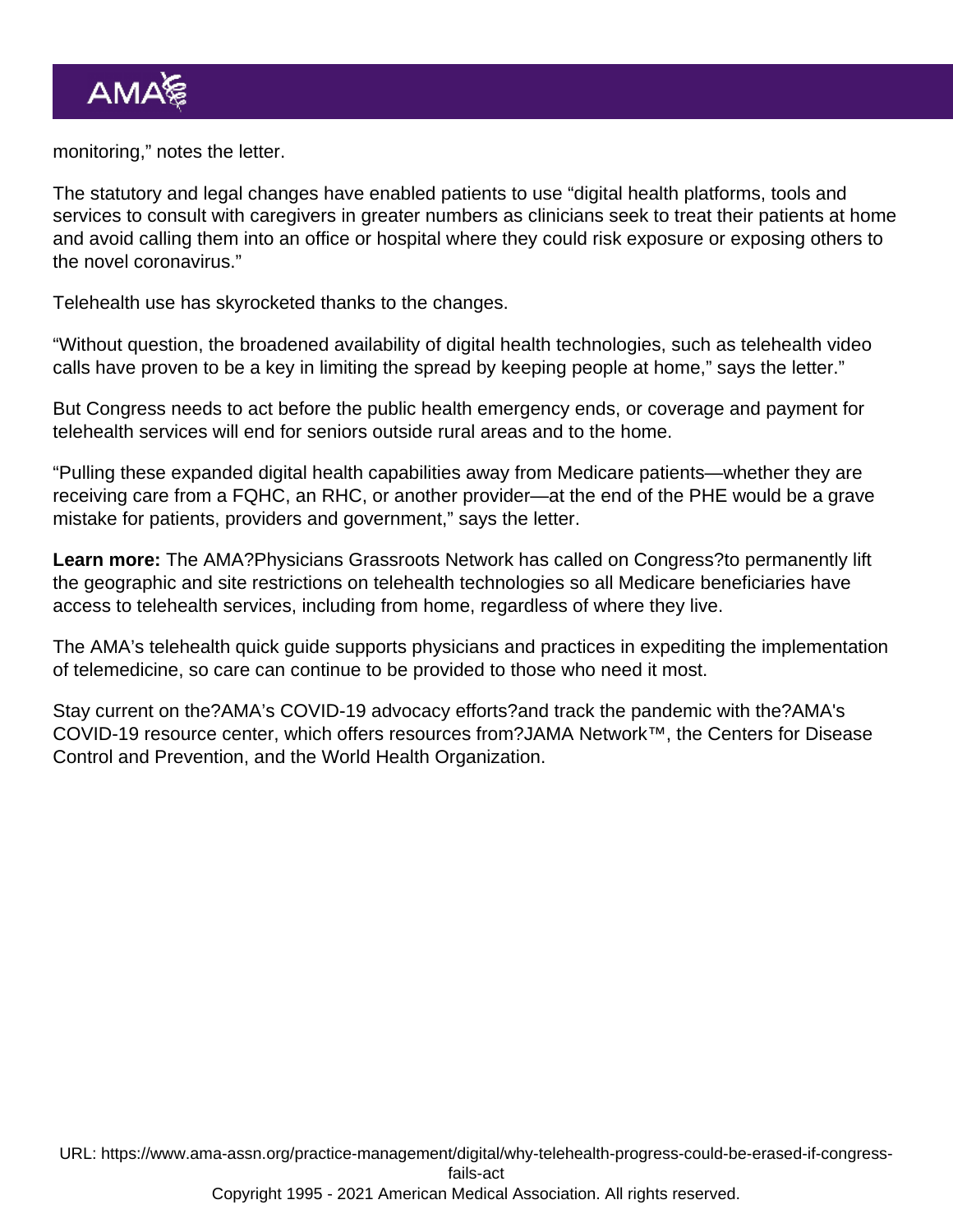monitoring," notes the letter.

The statutory and legal changes have enabled patients to use "digital health platforms, tools and services to consult with caregivers in greater numbers as clinicians seek to treat their patients at home and avoid calling them into an office or hospital where they could risk exposure or exposing others to the novel coronavirus."

Telehealth use has skyrocketed thanks to the changes.

"Without question, the broadened availability of digital health technologies, such as telehealth video calls have proven to be a key in limiting the spread by keeping people at home," says the letter."

But Congress needs to act before the public health emergency ends, or coverage and payment for telehealth services will end for seniors outside rural areas and to the home.

"Pulling these expanded digital health capabilities away from Medicare patients—whether they are receiving care from a FQHC, an RHC, or another provider—at the end of the PHE would be a grave mistake for patients, providers and government," says the letter.

**Learn more:** The AMA?Physicians Grassroots Network has called on Congress?to permanently lift the geographic and site restrictions on telehealth technologies so all Medicare beneficiaries have access to telehealth services, including from home, regardless of where they live.

The AMA's telehealth quick guide supports physicians and practices in expediting the implementation of telemedicine, so care can continue to be provided to those who need it most.

Stay current on the?AMA's COVID-19 advocacy efforts?and track the pandemic with the?AMA's COVID-19 resource center, which offers resources from?JAMA Network™, the Centers for Disease Control and Prevention, and the World Health Organization.